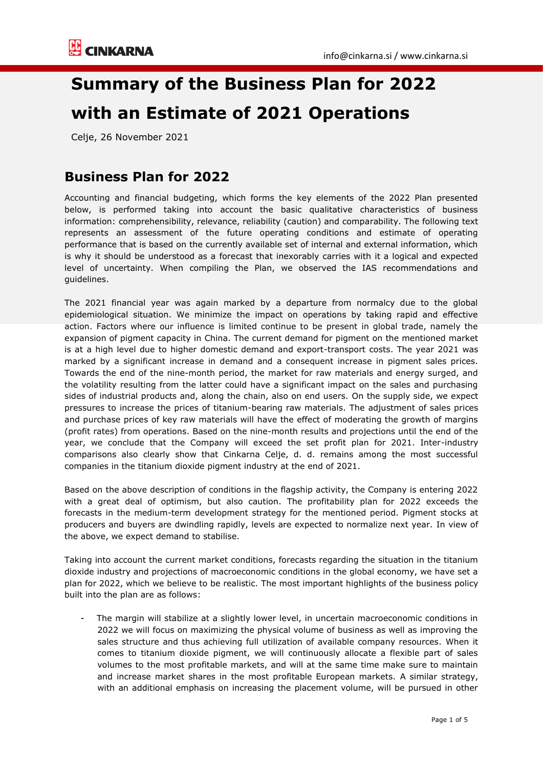# Summary of the Business Plan for 2022 with an Estimate of 2021 Operations

Celje, 26 November 2021

## Business Plan for 2022

Accounting and financial budgeting, which forms the key elements of the 2022 Plan presented below, is performed taking into account the basic qualitative characteristics of business information: comprehensibility, relevance, reliability (caution) and comparability. The following text represents an assessment of the future operating conditions and estimate of operating performance that is based on the currently available set of internal and external information, which is why it should be understood as a forecast that inexorably carries with it a logical and expected level of uncertainty. When compiling the Plan, we observed the IAS recommendations and guidelines.

The 2021 financial year was again marked by a departure from normalcy due to the global epidemiological situation. We minimize the impact on operations by taking rapid and effective action. Factors where our influence is limited continue to be present in global trade, namely the expansion of pigment capacity in China. The current demand for pigment on the mentioned market is at a high level due to higher domestic demand and export-transport costs. The year 2021 was marked by a significant increase in demand and a consequent increase in pigment sales prices. Towards the end of the nine-month period, the market for raw materials and energy surged, and the volatility resulting from the latter could have a significant impact on the sales and purchasing sides of industrial products and, along the chain, also on end users. On the supply side, we expect pressures to increase the prices of titanium-bearing raw materials. The adjustment of sales prices and purchase prices of key raw materials will have the effect of moderating the growth of margins (profit rates) from operations. Based on the nine-month results and projections until the end of the year, we conclude that the Company will exceed the set profit plan for 2021. Inter-industry comparisons also clearly show that Cinkarna Celje, d. d. remains among the most successful companies in the titanium dioxide pigment industry at the end of 2021.

Based on the above description of conditions in the flagship activity, the Company is entering 2022 with a great deal of optimism, but also caution. The profitability plan for 2022 exceeds the forecasts in the medium-term development strategy for the mentioned period. Pigment stocks at producers and buyers are dwindling rapidly, levels are expected to normalize next year. In view of the above, we expect demand to stabilise.

Taking into account the current market conditions, forecasts regarding the situation in the titanium dioxide industry and projections of macroeconomic conditions in the global economy, we have set a plan for 2022, which we believe to be realistic. The most important highlights of the business policy built into the plan are as follows:

- The margin will stabilize at a slightly lower level, in uncertain macroeconomic conditions in 2022 we will focus on maximizing the physical volume of business as well as improving the sales structure and thus achieving full utilization of available company resources. When it comes to titanium dioxide pigment, we will continuously allocate a flexible part of sales volumes to the most profitable markets, and will at the same time make sure to maintain and increase market shares in the most profitable European markets. A similar strategy, with an additional emphasis on increasing the placement volume, will be pursued in other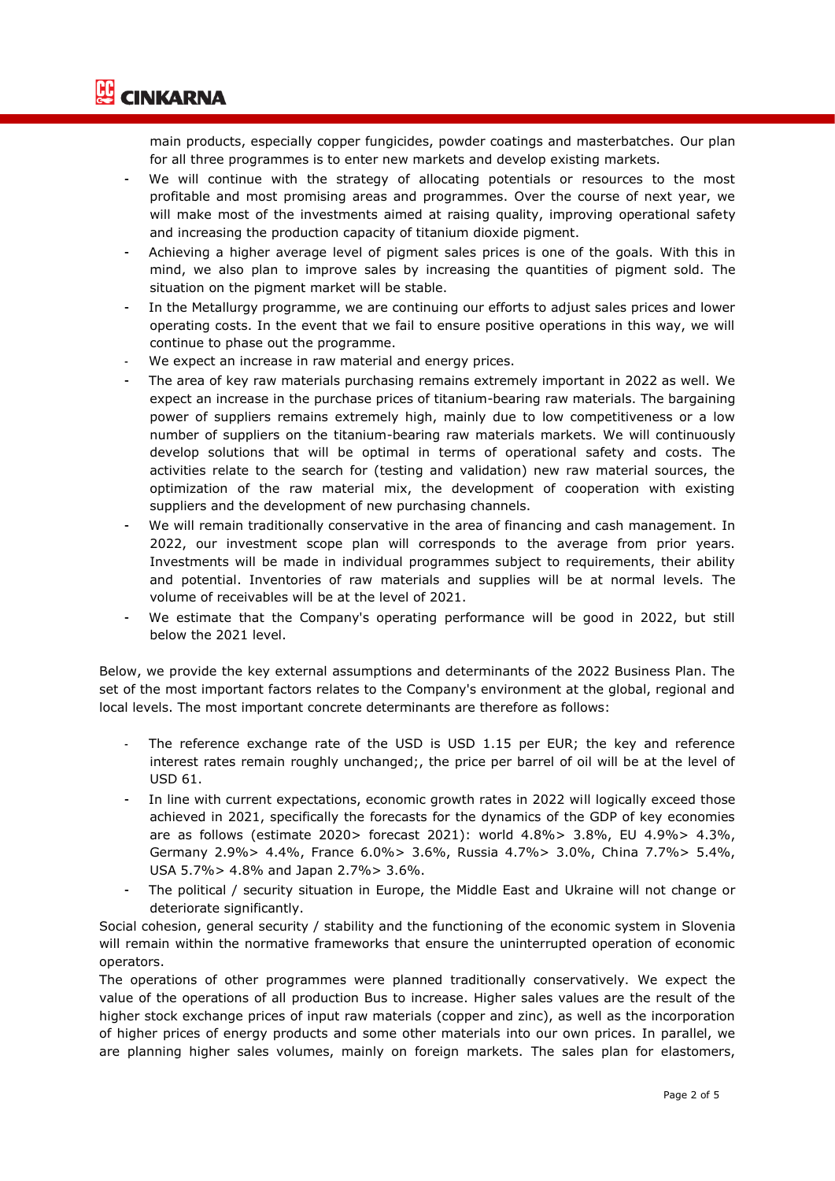main products, especially copper fungicides, powder coatings and masterbatches. Our plan for all three programmes is to enter new markets and develop existing markets.

- We will continue with the strategy of allocating potentials or resources to the most profitable and most promising areas and programmes. Over the course of next year, we will make most of the investments aimed at raising quality, improving operational safety and increasing the production capacity of titanium dioxide pigment.
- Achieving a higher average level of pigment sales prices is one of the goals. With this in mind, we also plan to improve sales by increasing the quantities of pigment sold. The situation on the pigment market will be stable.
- In the Metallurgy programme, we are continuing our efforts to adjust sales prices and lower operating costs. In the event that we fail to ensure positive operations in this way, we will continue to phase out the programme.
- We expect an increase in raw material and energy prices.
- The area of key raw materials purchasing remains extremely important in 2022 as well. We expect an increase in the purchase prices of titanium-bearing raw materials. The bargaining power of suppliers remains extremely high, mainly due to low competitiveness or a low number of suppliers on the titanium-bearing raw materials markets. We will continuously develop solutions that will be optimal in terms of operational safety and costs. The activities relate to the search for (testing and validation) new raw material sources, the optimization of the raw material mix, the development of cooperation with existing suppliers and the development of new purchasing channels.
- We will remain traditionally conservative in the area of financing and cash management. In 2022, our investment scope plan will corresponds to the average from prior years. Investments will be made in individual programmes subject to requirements, their ability and potential. Inventories of raw materials and supplies will be at normal levels. The volume of receivables will be at the level of 2021.
- We estimate that the Company's operating performance will be good in 2022, but still below the 2021 level.

Below, we provide the key external assumptions and determinants of the 2022 Business Plan. The set of the most important factors relates to the Company's environment at the global, regional and local levels. The most important concrete determinants are therefore as follows:

- The reference exchange rate of the USD is USD 1.15 per EUR; the key and reference interest rates remain roughly unchanged;, the price per barrel of oil will be at the level of USD 61.
- In line with current expectations, economic growth rates in 2022 will logically exceed those achieved in 2021, specifically the forecasts for the dynamics of the GDP of key economies are as follows (estimate 2020> forecast 2021): world 4.8%> 3.8%, EU 4.9%> 4.3%, Germany 2.9%> 4.4%, France 6.0%> 3.6%, Russia 4.7%> 3.0%, China 7.7%> 5.4%, USA 5.7%> 4.8% and Japan 2.7%> 3.6%.
- The political / security situation in Europe, the Middle East and Ukraine will not change or deteriorate significantly.

Social cohesion, general security / stability and the functioning of the economic system in Slovenia will remain within the normative frameworks that ensure the uninterrupted operation of economic operators.

The operations of other programmes were planned traditionally conservatively. We expect the value of the operations of all production Bus to increase. Higher sales values are the result of the higher stock exchange prices of input raw materials (copper and zinc), as well as the incorporation of higher prices of energy products and some other materials into our own prices. In parallel, we are planning higher sales volumes, mainly on foreign markets. The sales plan for elastomers,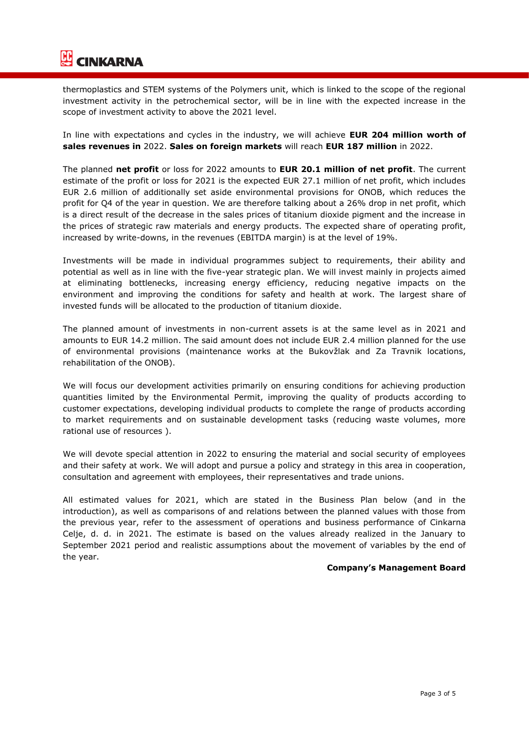thermoplastics and STEM systems of the Polymers unit, which is linked to the scope of the regional investment activity in the petrochemical sector, will be in line with the expected increase in the scope of investment activity to above the 2021 level.

In line with expectations and cycles in the industry, we will achieve **EUR 204 million worth of sales revenues in** 2022. **Sales on foreign markets** will reach **EUR 187 million** in 2022.

The planned **net profit** or loss for 2022 amounts to **EUR 20.1 million of net profit**. The current estimate of the profit or loss for 2021 is the expected EUR 27.1 million of net profit, which includes EUR 2.6 million of additionally set aside environmental provisions for ONOB, which reduces the profit for Q4 of the year in question. We are therefore talking about a 26% drop in net profit, which is a direct result of the decrease in the sales prices of titanium dioxide pigment and the increase in the prices of strategic raw materials and energy products. The expected share of operating profit, increased by write-downs, in the revenues (EBITDA margin) is at the level of 19%.

Investments will be made in individual programmes subject to requirements, their ability and potential as well as in line with the five-year strategic plan. We will invest mainly in projects aimed at eliminating bottlenecks, increasing energy efficiency, reducing negative impacts on the environment and improving the conditions for safety and health at work. The largest share of invested funds will be allocated to the production of titanium dioxide.

The planned amount of investments in non-current assets is at the same level as in 2021 and amounts to EUR 14.2 million. The said amount does not include EUR 2.4 million planned for the use of environmental provisions (maintenance works at the Bukovžlak and Za Travnik locations, rehabilitation of the ONOB).

We will focus our development activities primarily on ensuring conditions for achieving production quantities limited by the Environmental Permit, improving the quality of products according to customer expectations, developing individual products to complete the range of products according to market requirements and on sustainable development tasks (reducing waste volumes, more rational use of resources ).

We will devote special attention in 2022 to ensuring the material and social security of employees and their safety at work. We will adopt and pursue a policy and strategy in this area in cooperation, consultation and agreement with employees, their representatives and trade unions.

All estimated values for 2021, which are stated in the Business Plan below (and in the introduction), as well as comparisons of and relations between the planned values with those from the previous year, refer to the assessment of operations and business performance of Cinkarna Celje, d. d. in 2021. The estimate is based on the values already realized in the January to September 2021 period and realistic assumptions about the movement of variables by the end of the year.

**Company's Management Board**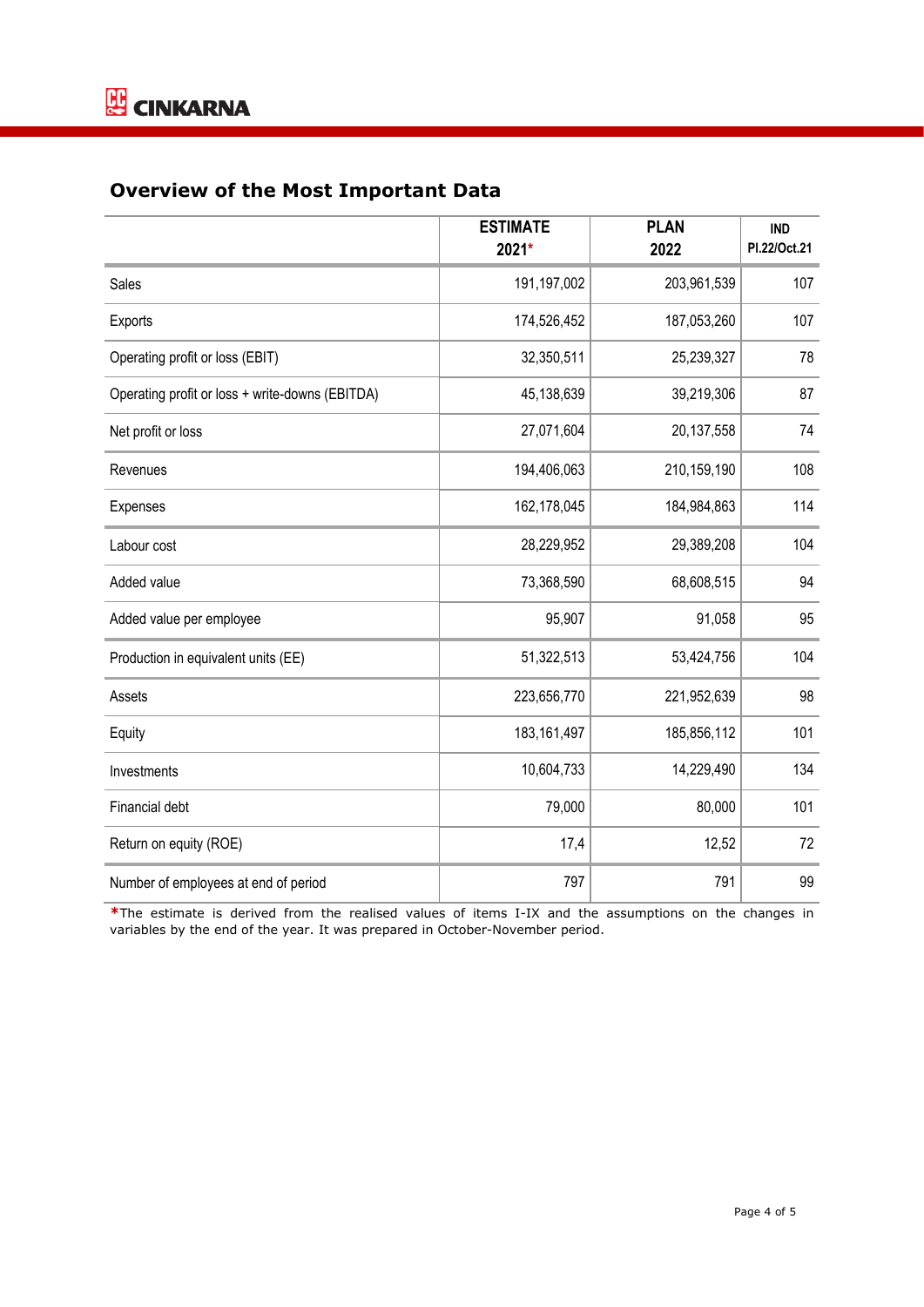## Overview of the Most Important Data

| | ESTIMATE 2021* | PLAN 2022 | IND Pl.22/Oct.21 |
|---|---|---|---|
| Sales | 191,197,002 | 203,961,539 | 107 |
| Exports | 174,526,452 | 187,053,260 | 107 |
| Operating profit or loss (EBIT) | 32,350,511 | 25,239,327 | 78 |
| Operating profit or loss + write-downs (EBITDA) | 45,138,639 | 39,219,306 | 87 |
| Net profit or loss | 27,071,604 | 20,137,558 | 74 |
| Revenues | 194,406,063 | 210,159,190 | 108 |
| Expenses | 162,178,045 | 184,984,863 | 114 |
| Labour cost | 28,229,952 | 29,389,208 | 104 |
| Added value | 73,368,590 | 68,608,515 | 94 |
| Added value per employee | 95,907 | 91,058 | 95 |
| Production in equivalent units (EE) | 51,322,513 | 53,424,756 | 104 |
| Assets | 223,656,770 | 221,952,639 | 98 |
| Equity | 183,161,497 | 185,856,112 | 101 |
| Investments | 10,604,733 | 14,229,490 | 134 |
| Financial debt | 79,000 | 80,000 | 101 |
| Return on equity (ROE) | 17,4 | 12,52 | 72 |
| Number of employees at end of period | 797 | 791 | 99 |

*The estimate is derived from the realised values of items I-IX and the assumptions on the changes in variables by the end of the year. It was prepared in October-November period.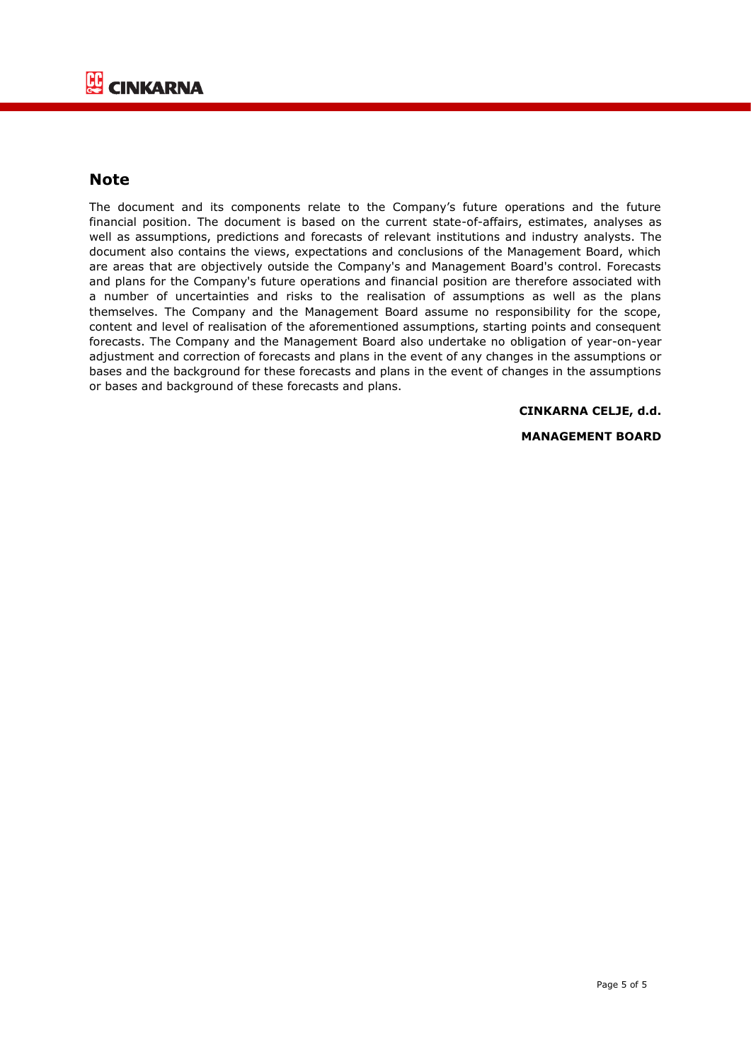## Note

The document and its components relate to the Company’s future operations and the future financial position. The document is based on the current state-of-affairs, estimates, analyses as well as assumptions, predictions and forecasts of relevant institutions and industry analysts. The document also contains the views, expectations and conclusions of the Management Board, which are areas that are objectively outside the Company's and Management Board's control. Forecasts and plans for the Company's future operations and financial position are therefore associated with a number of uncertainties and risks to the realisation of assumptions as well as the plans themselves. The Company and the Management Board assume no responsibility for the scope, content and level of realisation of the aforementioned assumptions, starting points and consequent forecasts. The Company and the Management Board also undertake no obligation of year-on-year adjustment and correction of forecasts and plans in the event of any changes in the assumptions or bases and the background for these forecasts and plans in the event of changes in the assumptions or bases and background of these forecasts and plans.

**CINKARNA CELJE, d.d.**

**MANAGEMENT BOARD**